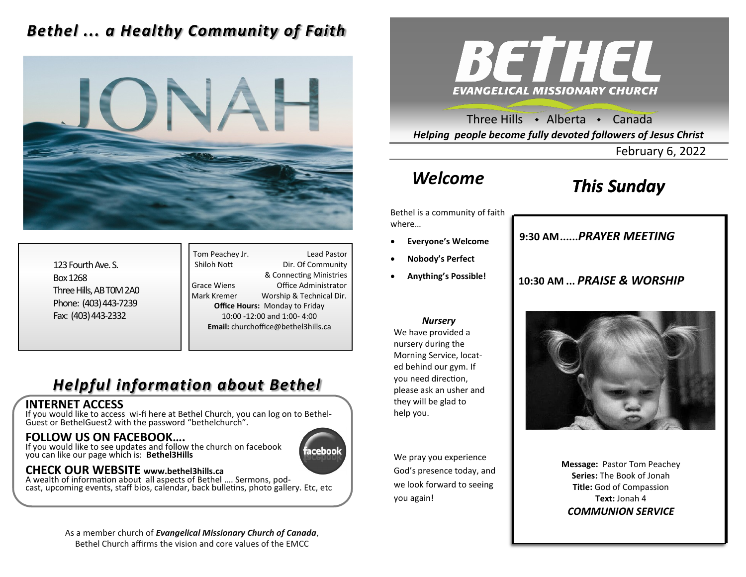# *Bethel ... a Healthy Community of Faith*

123 Fourth Ave. S.
Box 1268
Three Hills, AB T0M 2A0
Phone: (403) 443-7239
Fax: (403) 443-2332

| | |
|---|---|
| Tom Peachey Jr. | Lead Pastor |
| Shiloh Nott | Dir. Of Community & Connecting Ministries |
| Grace Wiens | Office Administrator |
| Mark Kremer | Worship & Technical Dir. |

**Office Hours:** Monday to Friday
10:00 -12:00 and 1:00- 4:00
**Email:** churchoffice@bethel3hills.ca

## *Helpful information about Bethel*

### INTERNET ACCESS

If you would like to access wi-fi here at Bethel Church, you can log on to Bethel-Guest or BethelGuest2 with the password "bethelchurch".

### FOLLOW US ON FACEBOOK….

If you would like to see updates and follow the church on facebook you can like our page which is: **Bethel3Hills**

### CHECK OUR WEBSITE www.bethel3hills.ca

A wealth of information about all aspects of Bethel …. Sermons, podcast, upcoming events, staff bios, calendar, back bulletins, photo gallery. Etc, etc

As a member church of ***Evangelical Missionary Church of Canada***, Bethel Church affirms the vision and core values of the EMCC

# BETHEL

**EVANGELICAL MISSIONARY CHURCH**

Three Hills • Alberta • Canada

***Helping people become fully devoted followers of Jesus Christ***

February 6, 2022

## *Welcome*

Bethel is a community of faith where…

- **Everyone's Welcome**
- **Nobody's Perfect**
- **Anything's Possible!**

***Nursery***

We have provided a nursery during the Morning Service, located behind our gym. If you need direction, please ask an usher and they will be glad to help you.

We pray you experience God's presence today, and we look forward to seeing you again!

## *This Sunday*

**9:30 AM......*PRAYER MEETING***

**10:30 AM ... *PRAISE & WORSHIP***

**Message:** Pastor Tom Peachey
**Series:** The Book of Jonah
**Title:** God of Compassion
**Text:** Jonah 4
***COMMUNION SERVICE***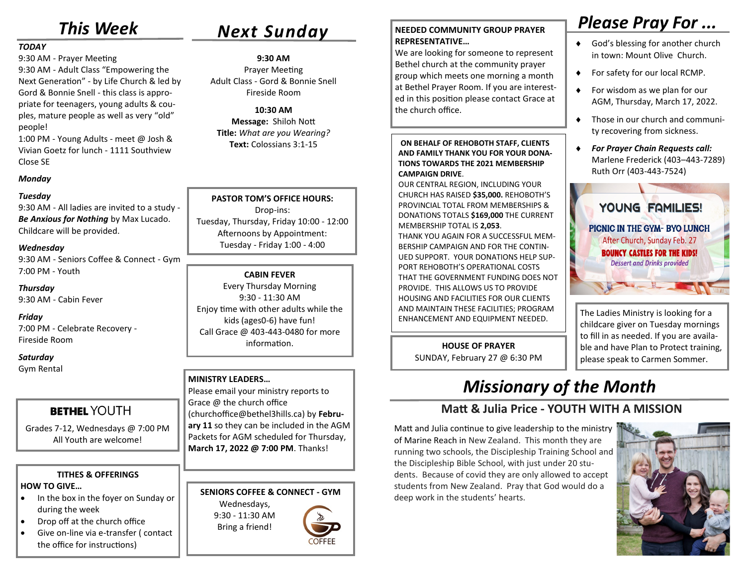# This Week

***TODAY***

9:30 AM - Prayer Meeting

9:30 AM - Adult Class "Empowering the Next Generation" - by Life Church & led by Gord & Bonnie Snell - this class is appropriate for teenagers, young adults & couples, mature people as well as very "old" people!

1:00 PM - Young Adults - meet @ Josh & Vivian Goetz for lunch - 1111 Southview Close SE

***Monday***

***Tuesday***

9:30 AM - All ladies are invited to a study - ***Be Anxious for Nothing*** by Max Lucado. Childcare will be provided.

***Wednesday***

9:30 AM - Seniors Coffee & Connect - Gym

7:00 PM - Youth

***Thursday***

9:30 AM - Cabin Fever

***Friday***

7:00 PM - Celebrate Recovery - Fireside Room

***Saturday***

Gym Rental

**BETHEL** YOUTH

Grades 7-12, Wednesdays @ 7:00 PM

All Youth are welcome!

**TITHES & OFFERINGS**

**HOW TO GIVE…**

- In the box in the foyer on Sunday or during the week
- Drop off at the church office
- Give on-line via e-transfer ( contact the office for instructions)

# Next Sunday

**9:30 AM**

Prayer Meeting

Adult Class - Gord & Bonnie Snell

Fireside Room

**10:30 AM**

**Message:** Shiloh Nott

**Title:** *What are you Wearing?*

**Text:** Colossians 3:1-15

**PASTOR TOM'S OFFICE HOURS:**

Drop-ins:

Tuesday, Thursday, Friday 10:00 - 12:00

Afternoons by Appointment:

Tuesday - Friday 1:00 - 4:00

**CABIN FEVER**

Every Thursday Morning

9:30 - 11:30 AM

Enjoy time with other adults while the kids (ages0-6) have fun!

Call Grace @ 403-443-0480 for more information.

**MINISTRY LEADERS…**

Please email your ministry reports to Grace @ the church office (churchoffice@bethel3hills.ca) by **February 11** so they can be included in the AGM Packets for AGM scheduled for Thursday, **March 17, 2022 @ 7:00 PM**. Thanks!

**SENIORS COFFEE & CONNECT - GYM**

Wednesdays,

9:30 - 11:30 AM

Bring a friend!

COFFEE

**NEEDED COMMUNITY GROUP PRAYER REPRESENTATIVE…**

We are looking for someone to represent Bethel church at the community prayer group which meets one morning a month at Bethel Prayer Room. If you are interested in this position please contact Grace at the church office.

**ON BEHALF OF REHOBOTH STAFF, CLIENTS AND FAMILY THANK YOU FOR YOUR DONATIONS TOWARDS THE 2021 MEMBERSHIP CAMPAIGN DRIVE**.

OUR CENTRAL REGION, INCLUDING YOUR CHURCH HAS RAISED **$35,000.** REHOBOTH'S PROVINCIAL TOTAL FROM MEMBERSHIPS & DONATIONS TOTALS **$169,000** THE CURRENT MEMBERSHIP TOTAL IS **2,053**.

THANK YOU AGAIN FOR A SUCCESSFUL MEMBERSHIP CAMPAIGN AND FOR THE CONTINUED SUPPORT. YOUR DONATIONS HELP SUPPORT REHOBOTH'S OPERATIONAL COSTS THAT THE GOVERNMENT FUNDING DOES NOT PROVIDE. THIS ALLOWS US TO PROVIDE HOUSING AND FACILITIES FOR OUR CLIENTS AND MAINTAIN THESE FACILITIES; PROGRAM ENHANCEMENT AND EQUIPMENT NEEDED.

**HOUSE OF PRAYER**

SUNDAY, February 27 @ 6:30 PM

# Please Pray For ...

- God's blessing for another church in town: Mount Olive Church.
- For safety for our local RCMP.
- For wisdom as we plan for our AGM, Thursday, March 17, 2022.
- Those in our church and community recovering from sickness.
- ***For Prayer Chain Requests call:*** Marlene Frederick (403–443-7289) Ruth Orr (403-443-7524)

**YOUNG FAMILIES!**

**PICNIC IN THE GYM- BYO LUNCH**

After Church, Sunday Feb. 27

**BOUNCY CASTLES FOR THE KIDS!**

*Dessert and Drinks provided*

The Ladies Ministry is looking for a childcare giver on Tuesday mornings to fill in as needed. If you are available and have Plan to Protect training, please speak to Carmen Sommer.

# Missionary of the Month

## Matt & Julia Price - YOUTH WITH A MISSION

Matt and Julia continue to give leadership to the ministry of Marine Reach in New Zealand. This month they are running two schools, the Discipleship Training School and the Discipleship Bible School, with just under 20 students. Because of covid they are only allowed to accept students from New Zealand. Pray that God would do a deep work in the students' hearts.